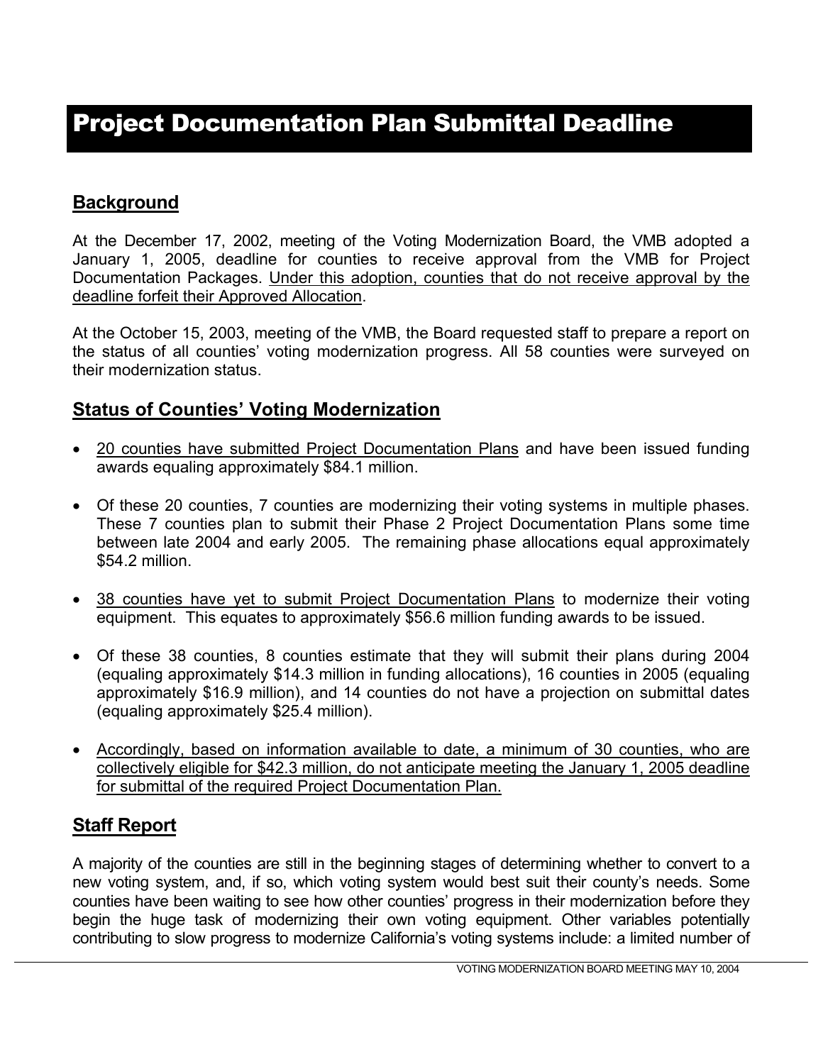# Project Documentation Plan Submittal Deadline

## Background

At the December 17, 2002, meeting of the Voting Modernization Board, the VMB adopted a January 1, 2005, deadline for counties to receive approval from the VMB for Project Documentation Packages. <u>Under this adoption, counties that do not receive approval by the deadline forfeit their Approved Allocation</u>.

At the October 15, 2003, meeting of the VMB, the Board requested staff to prepare a report on the status of all counties' voting modernization progress. All 58 counties were surveyed on their modernization status.

## Status of Counties' Voting Modernization

- <u>20 counties have submitted Project Documentation Plans</u> and have been issued funding awards equaling approximately $84.1 million.
- Of these 20 counties, 7 counties are modernizing their voting systems in multiple phases. These 7 counties plan to submit their Phase 2 Project Documentation Plans some time between late 2004 and early 2005. The remaining phase allocations equal approximately $54.2 million.
- <u>38 counties have yet to submit Project Documentation Plans</u> to modernize their voting equipment. This equates to approximately $56.6 million funding awards to be issued.
- Of these 38 counties, 8 counties estimate that they will submit their plans during 2004 (equaling approximately $14.3 million in funding allocations), 16 counties in 2005 (equaling approximately $16.9 million), and 14 counties do not have a projection on submittal dates (equaling approximately $25.4 million).
- <u>Accordingly, based on information available to date, a minimum of 30 counties, who are collectively eligible for $42.3 million, do not anticipate meeting the January 1, 2005 deadline for submittal of the required Project Documentation Plan.</u>

## Staff Report

A majority of the counties are still in the beginning stages of determining whether to convert to a new voting system, and, if so, which voting system would best suit their county's needs. Some counties have been waiting to see how other counties' progress in their modernization before they begin the huge task of modernizing their own voting equipment. Other variables potentially contributing to slow progress to modernize California's voting systems include: a limited number of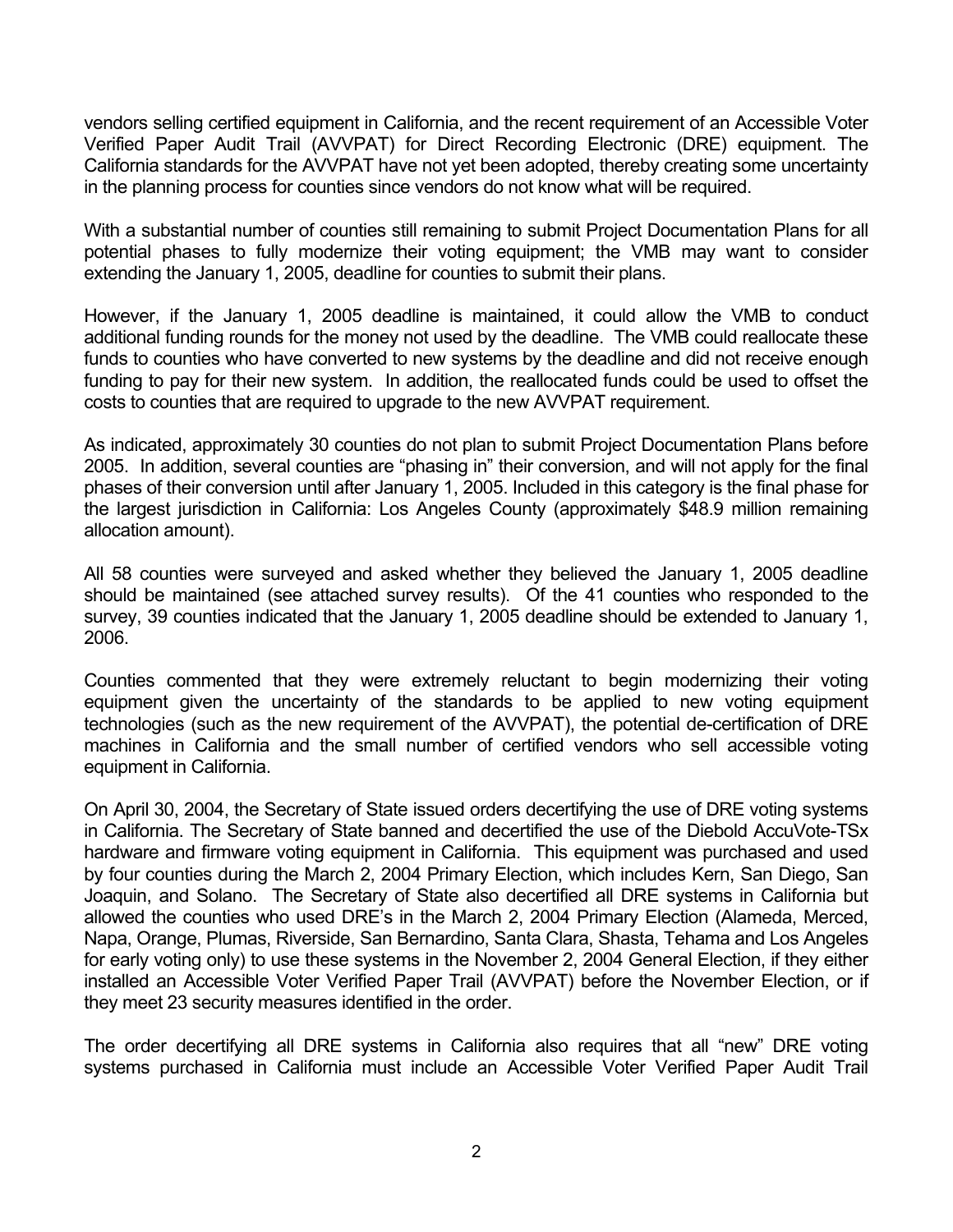vendors selling certified equipment in California, and the recent requirement of an Accessible Voter Verified Paper Audit Trail (AVVPAT) for Direct Recording Electronic (DRE) equipment. The California standards for the AVVPAT have not yet been adopted, thereby creating some uncertainty in the planning process for counties since vendors do not know what will be required.

With a substantial number of counties still remaining to submit Project Documentation Plans for all potential phases to fully modernize their voting equipment; the VMB may want to consider extending the January 1, 2005, deadline for counties to submit their plans.

However, if the January 1, 2005 deadline is maintained, it could allow the VMB to conduct additional funding rounds for the money not used by the deadline. The VMB could reallocate these funds to counties who have converted to new systems by the deadline and did not receive enough funding to pay for their new system. In addition, the reallocated funds could be used to offset the costs to counties that are required to upgrade to the new AVVPAT requirement.

As indicated, approximately 30 counties do not plan to submit Project Documentation Plans before 2005. In addition, several counties are "phasing in" their conversion, and will not apply for the final phases of their conversion until after January 1, 2005. Included in this category is the final phase for the largest jurisdiction in California: Los Angeles County (approximately $48.9 million remaining allocation amount).

All 58 counties were surveyed and asked whether they believed the January 1, 2005 deadline should be maintained (see attached survey results). Of the 41 counties who responded to the survey, 39 counties indicated that the January 1, 2005 deadline should be extended to January 1, 2006.

Counties commented that they were extremely reluctant to begin modernizing their voting equipment given the uncertainty of the standards to be applied to new voting equipment technologies (such as the new requirement of the AVVPAT), the potential de-certification of DRE machines in California and the small number of certified vendors who sell accessible voting equipment in California.

On April 30, 2004, the Secretary of State issued orders decertifying the use of DRE voting systems in California. The Secretary of State banned and decertified the use of the Diebold AccuVote-TSx hardware and firmware voting equipment in California. This equipment was purchased and used by four counties during the March 2, 2004 Primary Election, which includes Kern, San Diego, San Joaquin, and Solano. The Secretary of State also decertified all DRE systems in California but allowed the counties who used DRE's in the March 2, 2004 Primary Election (Alameda, Merced, Napa, Orange, Plumas, Riverside, San Bernardino, Santa Clara, Shasta, Tehama and Los Angeles for early voting only) to use these systems in the November 2, 2004 General Election, if they either installed an Accessible Voter Verified Paper Trail (AVVPAT) before the November Election, or if they meet 23 security measures identified in the order.

The order decertifying all DRE systems in California also requires that all "new" DRE voting systems purchased in California must include an Accessible Voter Verified Paper Audit Trail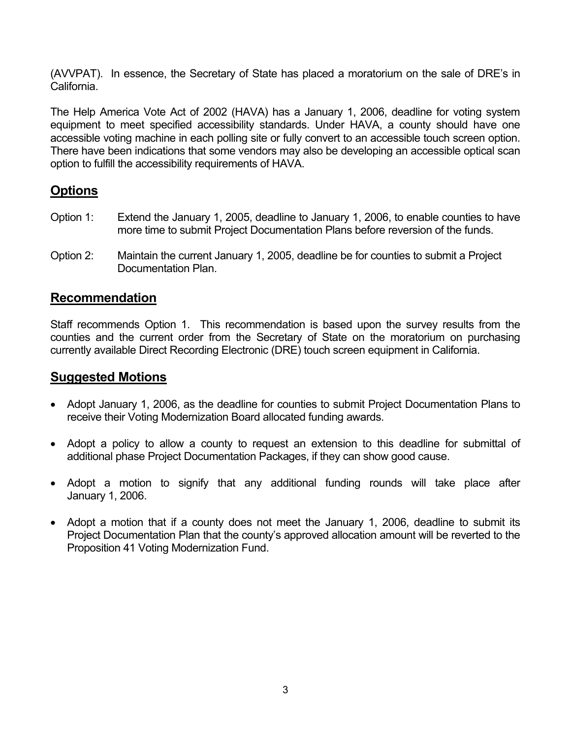(AVVPAT). In essence, the Secretary of State has placed a moratorium on the sale of DRE's in California.

The Help America Vote Act of 2002 (HAVA) has a January 1, 2006, deadline for voting system equipment to meet specified accessibility standards. Under HAVA, a county should have one accessible voting machine in each polling site or fully convert to an accessible touch screen option. There have been indications that some vendors may also be developing an accessible optical scan option to fulfill the accessibility requirements of HAVA.

## Options

Option 1: Extend the January 1, 2005, deadline to January 1, 2006, to enable counties to have more time to submit Project Documentation Plans before reversion of the funds.

Option 2: Maintain the current January 1, 2005, deadline be for counties to submit a Project Documentation Plan.

## Recommendation

Staff recommends Option 1. This recommendation is based upon the survey results from the counties and the current order from the Secretary of State on the moratorium on purchasing currently available Direct Recording Electronic (DRE) touch screen equipment in California.

## Suggested Motions

- Adopt January 1, 2006, as the deadline for counties to submit Project Documentation Plans to receive their Voting Modernization Board allocated funding awards.
- Adopt a policy to allow a county to request an extension to this deadline for submittal of additional phase Project Documentation Packages, if they can show good cause.
- Adopt a motion to signify that any additional funding rounds will take place after January 1, 2006.
- Adopt a motion that if a county does not meet the January 1, 2006, deadline to submit its Project Documentation Plan that the county's approved allocation amount will be reverted to the Proposition 41 Voting Modernization Fund.